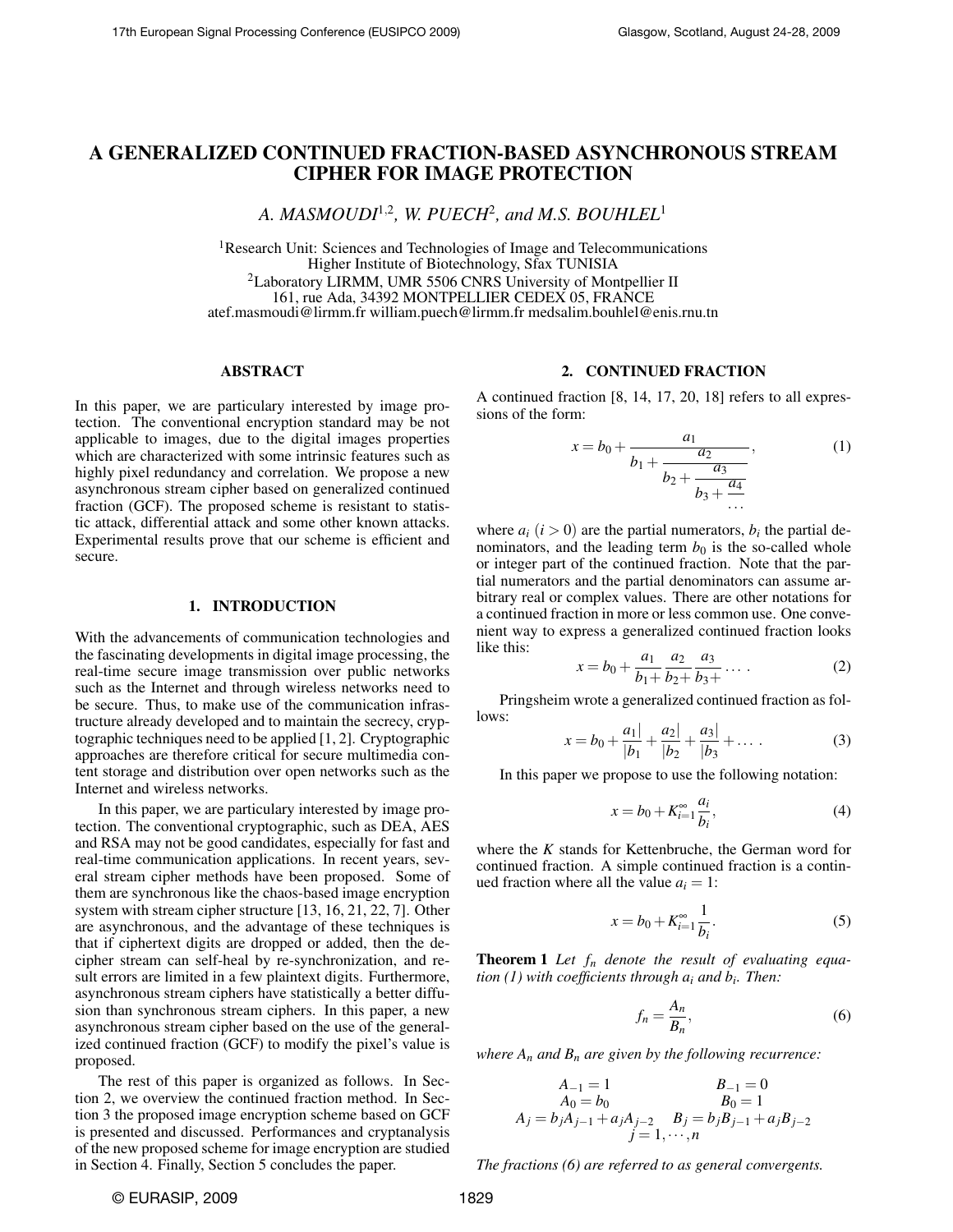# A GENERALIZED CONTINUED FRACTION-BASED ASYNCHRONOUS STREAM CIPHER FOR IMAGE PROTECTION

*A. MASMOUDI[1,2], W. PUECH[2], and M.S. BOUHLEL[1]*

[1]Research Unit: Sciences and Technologies of Image and Telecommunications
Higher Institute of Biotechnology, Sfax TUNISIA
[2]Laboratory LIRMM, UMR 5506 CNRS University of Montpellier II
161, rue Ada, 34392 MONTPELLIER CEDEX 05, FRANCE
atef.masmoudi@lirmm.fr william.puech@lirmm.fr medsalim.bouhlel@enis.rnu.tn

## ABSTRACT

In this paper, we are particulary interested by image protection. The conventional encryption standard may be not applicable to images, due to the digital images properties which are characterized with some intrinsic features such as highly pixel redundancy and correlation. We propose a new asynchronous stream cipher based on generalized continued fraction (GCF). The proposed scheme is resistant to statistic attack, differential attack and some other known attacks. Experimental results prove that our scheme is efficient and secure.

## 1. INTRODUCTION

With the advancements of communication technologies and the fascinating developments in digital image processing, the real-time secure image transmission over public networks such as the Internet and through wireless networks need to be secure. Thus, to make use of the communication infrastructure already developped and to maintain the secrecy, cryptographic techniques need to be applied [1, 2]. Cryptographic approaches are therefore critical for secure multimedia content storage and distribution over open networks such as the Internet and wireless networks.

In this paper, we are particulary interested by image protection. The conventional cryptographic, such as DEA, AES and RSA may not be good candidates, especially for fast and real-time communication applications. In recent years, several stream cipher methods have been proposed. Some of them are synchronous like the chaos-based image encryption system with stream cipher structure [13, 16, 21, 22, 7]. Other are asynchronous, and the advantage of these techniques is that if ciphertext digits are dropped or added, then the decipher stream can self-heal by re-synchronization, and result errors are limited in a few plaintext digits. Furthermore, asynchronous stream ciphers have statistically a better diffusion than synchronous stream ciphers. In this paper, a new asynchronous stream cipher based on the use of the generalized continued fraction (GCF) to modify the pixel's value is proposed.

The rest of this paper is organized as follows. In Section 2, we overview the continued fraction method. In Section 3 the proposed image encryption scheme based on GCF is presented and discussed. Performances and cryptanalysis of the new proposed scheme for image encryption are studied in Section 4. Finally, Section 5 concludes the paper.

## 2. CONTINUED FRACTION

A continued fraction [8, 14, 17, 20, 18] refers to all expressions of the form:

$$x = b_0 + \cfrac{a_1}{b_1 + \cfrac{a_2}{b_2 + \cfrac{a_3}{b_3 + \cfrac{a_4}{\cdots}}}}, \tag{1}$$

where $a_i$ $(i > 0)$ are the partial numerators, $b_i$ the partial denominators, and the leading term $b_0$ is the so-called whole or integer part of the continued fraction. Note that the partial numerators and the partial denominators can assume arbitrary real or complex values. There are other notations for a continued fraction in more or less common use. One convenient way to express a generalized continued fraction looks like this:

$$x = b_0 + \frac{a_1}{b_1+}\frac{a_2}{b_2+}\frac{a_3}{b_3+}\cdots . \tag{2}$$

Pringsheim wrote a generalized continued fraction as follows:

$$x = b_0 + \frac{a_1|}{|b_1} + \frac{a_2|}{|b_2} + \frac{a_3|}{|b_3} + \cdots . \tag{3}$$

In this paper we propose to use the following notation:

$$x = b_0 + K_{i=1}^{\infty}\frac{a_i}{b_i}, \tag{4}$$

where the $K$ stands for Kettenbruche, the German word for continued fraction. A simple continued fraction is a continued fraction where all the value $a_i = 1$:

$$x = b_0 + K_{i=1}^{\infty}\frac{1}{b_i}. \tag{5}$$

**Theorem 1** *Let $f_n$ denote the result of evaluating equation (1) with coefficients through $a_i$ and $b_i$. Then:*

$$f_n = \frac{A_n}{B_n}, \tag{6}$$

*where $A_n$ and $B_n$ are given by the following recurrence:*

$$\begin{array}{ll} A_{-1} = 1 & B_{-1} = 0 \\ A_0 = b_0 & B_0 = 1 \\ A_j = b_j A_{j-1} + a_j A_{j-2} & B_j = b_j B_{j-1} + a_j B_{j-2} \\ \multicolumn{2}{c}{j = 1, \cdots, n} \end{array}$$

*The fractions (6) are referred to as general convergents.*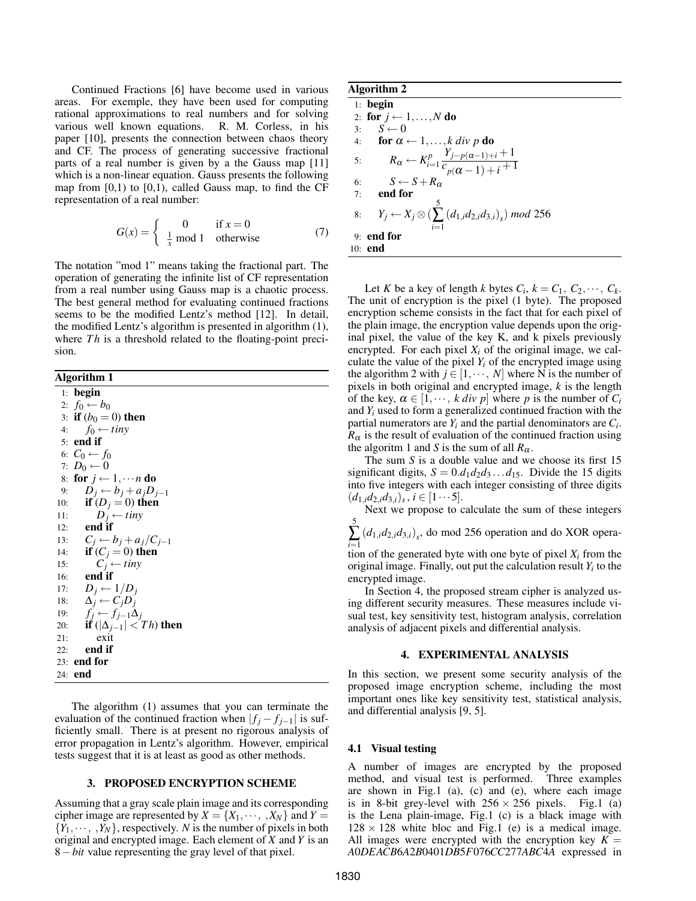Continued Fractions [6] have become used in various areas. For exemple, they have been used for computing rational approximations to real numbers and for solving various well known equations. R. M. Corless, in his paper [10], presents the connection between chaos theory and CF. The process of generating successive fractional parts of a real number is given by a the Gauss map [11] which is a non-linear equation. Gauss presents the following map from [0,1) to [0,1), called Gauss map, to find the CF representation of a real number:

$$G(x) = \begin{cases} 0 & \text{if } x = 0 \\ \frac{1}{x} \bmod 1 & \text{otherwise} \end{cases} \tag{7}$$

The notation "mod 1" means taking the fractional part. The operation of generating the infinite list of CF representation from a real number using Gauss map is a chaotic process. The best general method for evaluating continued fractions seems to be the modified Lentz's method [12]. In detail, the modified Lentz's algorithm is presented in algorithm (1), where $Th$ is a threshold related to the floating-point precision.

**Algorithm 1**

```
1:  begin
2:  f_0 ← b_0
3:  if (b_0 = 0) then
4:      f_0 ← tiny
5:  end if
6:  C_0 ← f_0
7:  D_0 ← 0
8:  for j ← 1, ··· n do
9:      D_j ← b_j + a_j D_{j-1}
10:     if (D_j = 0) then
11:         D_j ← tiny
12:     end if
13:     C_j ← b_j + a_j / C_{j-1}
14:     if (C_j = 0) then
15:         C_j ← tiny
16:     end if
17:     D_j ← 1/D_j
18:     Δ_j ← C_j D_j
19:     f_j ← f_{j-1} Δ_j
20:     if (|Δ_{j-1}| < Th) then
21:         exit
22:     end if
23: end for
24: end
```

The algorithm (1) assumes that you can terminate the evaluation of the continued fraction when $|f_j - f_{j-1}|$ is sufficiently small. There is at present no rigorous analysis of error propagation in Lentz's algorithm. However, empirical tests suggest that it is at least as good as other methods.

## 3. PROPOSED ENCRYPTION SCHEME

Assuming that a gray scale plain image and its corresponding cipher image are represented by $X = \{X_1, \cdots, ,X_N\}$ and $Y = \{Y_1, \cdots, ,Y_N\}$, respectively. $N$ is the number of pixels in both original and encrypted image. Each element of $X$ and $Y$ is an $8-bit$ value representing the gray level of that pixel.

**Algorithm 2**

```
1:  begin
2:  for j ← 1, ..., N do
3:      S ← 0
4:      for α ← 1, ..., k div p do
5:          R_α ← K_{i=1}^{p} (Y_{j-p(α-1)+i} + 1) / (C_{p(α-1)+i} + 1)
6:          S ← S + R_α
7:      end for
8:      Y_j ← X_j ⊗ (Σ_{i=1}^{5} (d_{1,i} d_{2,i} d_{3,i})_s) mod 256
9:  end for
10: end
```

Let $K$ be a key of length $k$ bytes $C_i$, $k = C_1, C_2, \cdots, C_k$. The unit of encryption is the pixel (1 byte). The proposed encryption scheme consists in the fact that for each pixel of the plain image, the encryption value depends upon the original pixel, the value of the key K, and k pixels previously encrypted. For each pixel $X_i$ of the original image, we calculate the value of the pixel $Y_i$ of the encrypted image using the algorithm 2 with $j \in [1, \cdots, N]$ where N is the number of pixels in both original and encrypted image, $k$ is the length of the key, $\alpha \in [1, \cdots, k \; div \; p]$ where $p$ is the number of $C_i$ and $Y_i$ used to form a generalized continued fraction with the partial numerators are $Y_i$ and the partial denominators are $C_i$. $R_\alpha$ is the result of evaluation of the continued fraction using the algoritm 1 and $S$ is the sum of all $R_\alpha$.

The sum $S$ is a double value and we choose its first 15 significant digits, $S = 0.d_1 d_2 d_3 \ldots d_{15}$. Divide the 15 digits into five integers with each integer consisting of three digits $(d_{1,i} d_{2,i} d_{3,i})_s$, $i \in [1 \cdots 5]$.

Next we propose to calculate the sum of these integers $\sum_{i=1}^{5} (d_{1,i} d_{2,i} d_{3,i})_s$, do mod 256 operation and do XOR operation of the generated byte with one byte of pixel $X_i$ from the original image. Finally, out put the calculation result $Y_i$ to the encrypted image.

In Section 4, the proposed stream cipher is analyzed using different security measures. These measures include visual test, key sensitivity test, histogram analysis, correlation analysis of adjacent pixels and differential analysis.

## 4. EXPERIMENTAL ANALYSIS

In this section, we present some security analysis of the proposed image encryption scheme, including the most important ones like key sensitivity test, statistical analysis, and differential analysis [9, 5].

### 4.1 Visual testing

A number of images are encrypted by the proposed method, and visual test is performed. Three examples are shown in Fig.1 (a), (c) and (e), where each image is in 8-bit grey-level with $256 \times 256$ pixels. Fig.1 (a) is the Lena plain-image, Fig.1 (c) is a black image with $128 \times 128$ white bloc and Fig.1 (e) is a medical image. All images were encrypted with the encryption key $K = A0DEACB6A2B0401DB5F076CC277ABC4A$ expressed in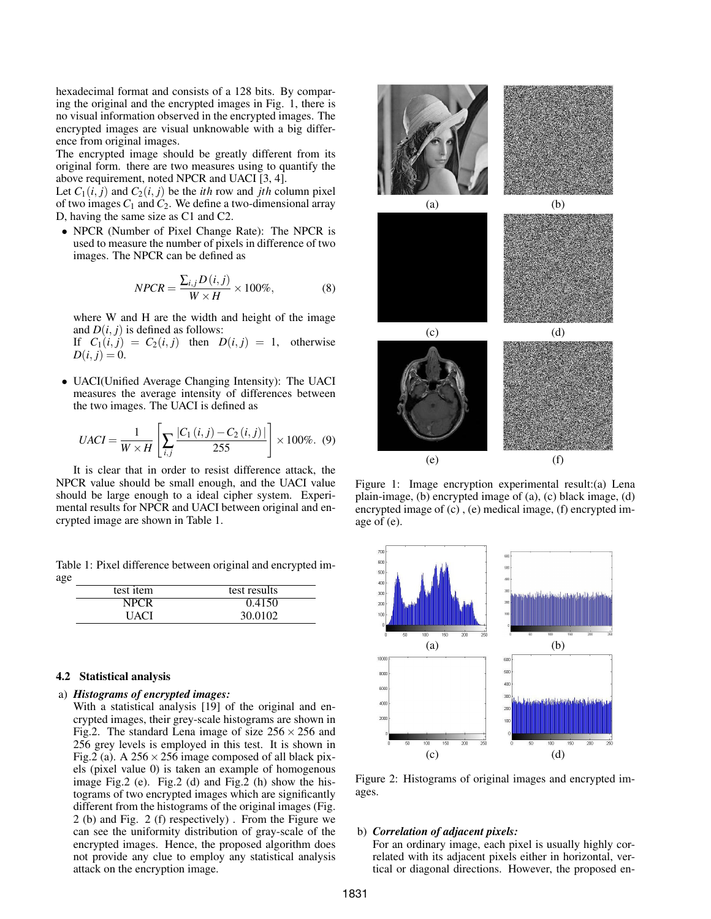hexadecimal format and consists of a 128 bits. By comparing the original and the encrypted images in Fig. 1, there is no visual information observed in the encrypted images. The encrypted images are visual unknowable with a big difference from original images.
The encrypted image should be greatly different from its original form. there are two measures using to quantify the above requirement, noted NPCR and UACI [3, 4].
Let $C_1(i, j)$ and $C_2(i, j)$ be the *ith* row and *jth* column pixel of two images $C_1$ and $C_2$. We define a two-dimensional array D, having the same size as C1 and C2.

- NPCR (Number of Pixel Change Rate): The NPCR is used to measure the number of pixels in difference of two images. The NPCR can be defined as

$$NPCR = \frac{\sum_{i,j} D(i, j)}{W \times H} \times 100\%, \tag{8}$$

where W and H are the width and height of the image and $D(i, j)$ is defined as follows:
If $C_1(i, j) = C_2(i, j)$ then $D(i, j) = 1$, otherwise $D(i, j) = 0$.

- UACI(Unified Average Changing Intensity): The UACI measures the average intensity of differences between the two images. The UACI is defined as

$$UACI = \frac{1}{W \times H} \left[ \sum_{i,j} \frac{|C_1(i, j) - C_2(i, j)|}{255} \right] \times 100\%. \tag{9}$$

It is clear that in order to resist difference attack, the NPCR value should be small enough, and the UACI value should be large enough to a ideal cipher system. Experimental results for NPCR and UACI between original and encrypted image are shown in Table 1.

Table 1: Pixel difference between original and encrypted image

| test item | test results |
|---|---|
| NPCR | 0.4150 |
| UACI | 30.0102 |

### 4.2 Statistical analysis

a) ***Histograms of encrypted images:***
With a statistical analysis [19] of the original and encrypted images, their grey-scale histograms are shown in Fig.2. The standard Lena image of size $256 \times 256$ and 256 grey levels is employed in this test. It is shown in Fig.2 (a). A $256 \times 256$ image composed of all black pixels (pixel value 0) is taken an example of homogenous image Fig.2 (e). Fig.2 (d) and Fig.2 (h) show the histograms of two encrypted images which are significantly different from the histograms of the original images (Fig. 2 (b) and Fig. 2 (f) respectively) . From the Figure we can see the uniformity distribution of gray-scale of the encrypted images. Hence, the proposed algorithm does not provide any clue to employ any statistical analysis attack on the encryption image.

Figure 1: Image encryption experimental result:(a) Lena plain-image, (b) encrypted image of (a), (c) black image, (d) encrypted image of (c) , (e) medical image, (f) encrypted image of (e).

Figure 2: Histograms of original images and encrypted images.

b) ***Correlation of adjacent pixels:***
For an ordinary image, each pixel is usually highly correlated with its adjacent pixels either in horizontal, vertical or diagonal directions. However, the proposed en-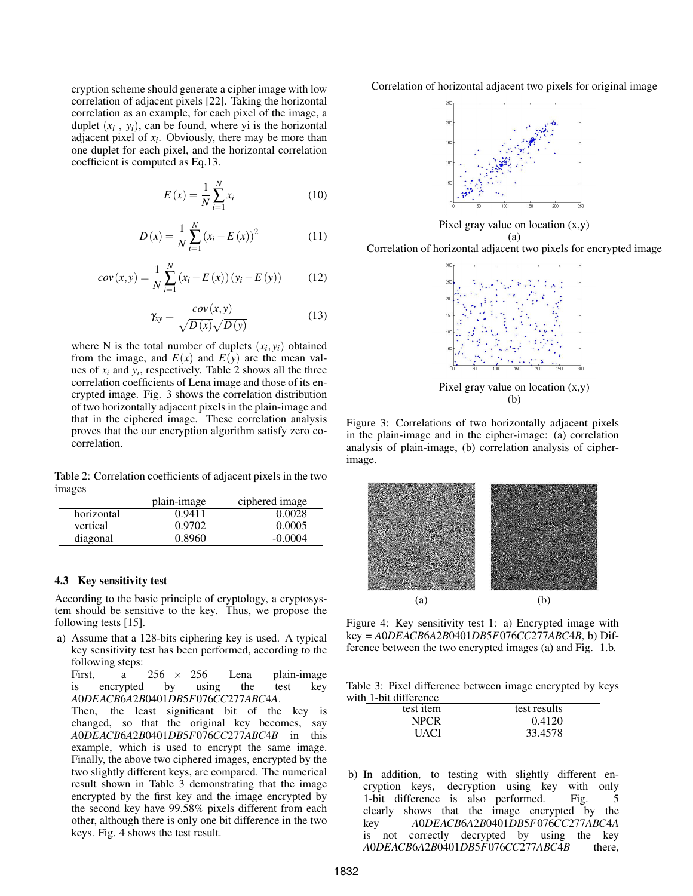cryption scheme should generate a cipher image with low correlation of adjacent pixels [22]. Taking the horizontal correlation as an example, for each pixel of the image, a duplet $(x_i, y_i)$, can be found, where yi is the horizontal adjacent pixel of $x_i$. Obviously, there may be more than one duplet for each pixel, and the horizontal correlation coefficient is computed as Eq.13.

$$E(x) = \frac{1}{N}\sum_{i=1}^{N} x_i \tag{10}$$

$$D(x) = \frac{1}{N}\sum_{i=1}^{N} (x_i - E(x))^2 \tag{11}$$

$$cov(x,y) = \frac{1}{N}\sum_{i=1}^{N} (x_i - E(x))(y_i - E(y)) \tag{12}$$

$$\gamma_{xy} = \frac{cov(x,y)}{\sqrt{D(x)}\sqrt{D(y)}} \tag{13}$$

where N is the total number of duplets $(x_i, y_i)$ obtained from the image, and $E(x)$ and $E(y)$ are the mean values of $x_i$ and $y_i$, respectively. Table 2 shows all the three correlation coefficients of Lena image and those of its encrypted image. Fig. 3 shows the correlation distribution of two horizontally adjacent pixels in the plain-image and that in the ciphered image. These correlation analysis proves that the our encryption algorithm satisfy zero co-correlation.

Table 2: Correlation coefficients of adjacent pixels in the two images

| | plain-image | ciphered image |
|---|---|---|
| horizontal | 0.9411 | 0.0028 |
| vertical | 0.9702 | 0.0005 |
| diagonal | 0.8960 | -0.0004 |

### 4.3 Key sensitivity test

According to the basic principle of cryptology, a cryptosystem should be sensitive to the key. Thus, we propose the following tests [15].

a) Assume that a 128-bits ciphering key is used. A typical key sensitivity test has been performed, according to the following steps:
First, a 256 × 256 Lena plain-image is encrypted by using the test key *A0DEACB6A2B0401DB5F076CC277ABC4A*.
Then, the least significant bit of the key is changed, so that the original key becomes, say *A0DEACB6A2B0401DB5F076CC277ABC4B* in this example, which is used to encrypt the same image. Finally, the above two ciphered images, encrypted by the two slightly different keys, are compared. The numerical result shown in Table 3 demonstrating that the image encrypted by the first key and the image encrypted by the second key have 99.58% pixels different from each other, although there is only one bit difference in the two keys. Fig. 4 shows the test result.

Correlation of horizontal adjacent two pixels for original image

Pixel gray value on location (x,y)

(a)

Correlation of horizontal adjacent two pixels for encrypted image

Pixel gray value on location (x,y)

(b)

Figure 3: Correlations of two horizontally adjacent pixels in the plain-image and in the cipher-image: (a) correlation analysis of plain-image, (b) correlation analysis of cipher-image.

(a) (b)

Figure 4: Key sensitivity test 1: a) Encrypted image with key = *A0DEACB6A2B0401DB5F076CC277ABC4B*, b) Difference between the two encrypted images (a) and Fig. 1.b.

Table 3: Pixel difference between image encrypted by keys with 1-bit difference

| test item | test results |
|---|---|
| NPCR | 0.4120 |
| UACI | 33.4578 |

b) In addition, to testing with slightly different encryption keys, decryption using key with only 1-bit difference is also performed. Fig. 5 clearly shows that the image encrypted by the key *A0DEACB6A2B0401DB5F076CC277ABC4A* is not correctly decrypted by using the key *A0DEACB6A2B0401DB5F076CC277ABC4B* there,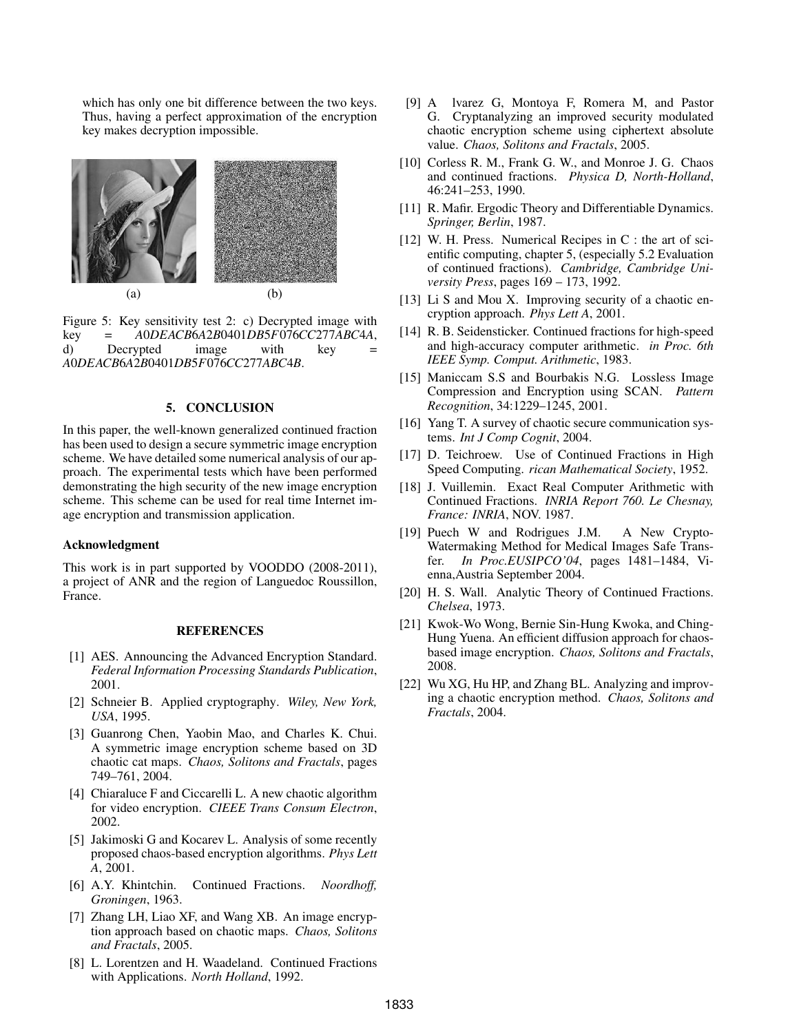which has only one bit difference between the two keys. Thus, having a perfect approximation of the encryption key makes decryption impossible.

(a) (b)

Figure 5: Key sensitivity test 2: c) Decrypted image with key = *A0DEACB6A2B0401DB5F076CC277ABC4A*, d) Decrypted image with key = *A0DEACB6A2B0401DB5F076CC277ABC4B*.

## 5. CONCLUSION

In this paper, the well-known generalized continued fraction has been used to design a secure symmetric image encryption scheme. We have detailed some numerical analysis of our approach. The experimental tests which have been performed demonstrating the high security of the new image encryption scheme. This scheme can be used for real time Internet image encryption and transmission application.

### Acknowledgment

This work is in part supported by VOODDO (2008-2011), a project of ANR and the region of Languedoc Roussillon, France.

## REFERENCES

[1] AES. Announcing the Advanced Encryption Standard. *Federal Information Processing Standards Publication*, 2001.

[2] Schneier B. Applied cryptography. *Wiley, New York, USA*, 1995.

[3] Guanrong Chen, Yaobin Mao, and Charles K. Chui. A symmetric image encryption scheme based on 3D chaotic cat maps. *Chaos, Solitons and Fractals*, pages 749–761, 2004.

[4] Chiaraluce F and Ciccarelli L. A new chaotic algorithm for video encryption. *CIEEE Trans Consum Electron*, 2002.

[5] Jakimoski G and Kocarev L. Analysis of some recently proposed chaos-based encryption algorithms. *Phys Lett A*, 2001.

[6] A.Y. Khintchin. Continued Fractions. *Noordhoff, Groningen*, 1963.

[7] Zhang LH, Liao XF, and Wang XB. An image encryption approach based on chaotic maps. *Chaos, Solitons and Fractals*, 2005.

[8] L. Lorentzen and H. Waadeland. Continued Fractions with Applications. *North Holland*, 1992.

[9] A lvarez G, Montoya F, Romera M, and Pastor G. Cryptanalyzing an improved security modulated chaotic encryption scheme using ciphertext absolute value. *Chaos, Solitons and Fractals*, 2005.

[10] Corless R. M., Frank G. W., and Monroe J. G. Chaos and continued fractions. *Physica D, North-Holland*, 46:241–253, 1990.

[11] R. Mafir. Ergodic Theory and Differentiable Dynamics. *Springer, Berlin*, 1987.

[12] W. H. Press. Numerical Recipes in C : the art of scientific computing, chapter 5, (especially 5.2 Evaluation of continued fractions). *Cambridge, Cambridge University Press*, pages 169 – 173, 1992.

[13] Li S and Mou X. Improving security of a chaotic encryption approach. *Phys Lett A*, 2001.

[14] R. B. Seidensticker. Continued fractions for high-speed and high-accuracy computer arithmetic. *in Proc. 6th IEEE Symp. Comput. Arithmetic*, 1983.

[15] Maniccam S.S and Bourbakis N.G. Lossless Image Compression and Encryption using SCAN. *Pattern Recognition*, 34:1229–1245, 2001.

[16] Yang T. A survey of chaotic secure communication systems. *Int J Comp Cognit*, 2004.

[17] D. Teichroew. Use of Continued Fractions in High Speed Computing. *rican Mathematical Society*, 1952.

[18] J. Vuillemin. Exact Real Computer Arithmetic with Continued Fractions. *INRIA Report 760. Le Chesnay, France: INRIA*, NOV. 1987.

[19] Puech W and Rodrigues J.M. A New Crypto-Watermaking Method for Medical Images Safe Transfer. *In Proc.EUSIPCO'04*, pages 1481–1484, Vienna,Austria September 2004.

[20] H. S. Wall. Analytic Theory of Continued Fractions. *Chelsea*, 1973.

[21] Kwok-Wo Wong, Bernie Sin-Hung Kwoka, and Ching-Hung Yuena. An efficient diffusion approach for chaos-based image encryption. *Chaos, Solitons and Fractals*, 2008.

[22] Wu XG, Hu HP, and Zhang BL. Analyzing and improving a chaotic encryption method. *Chaos, Solitons and Fractals*, 2004.